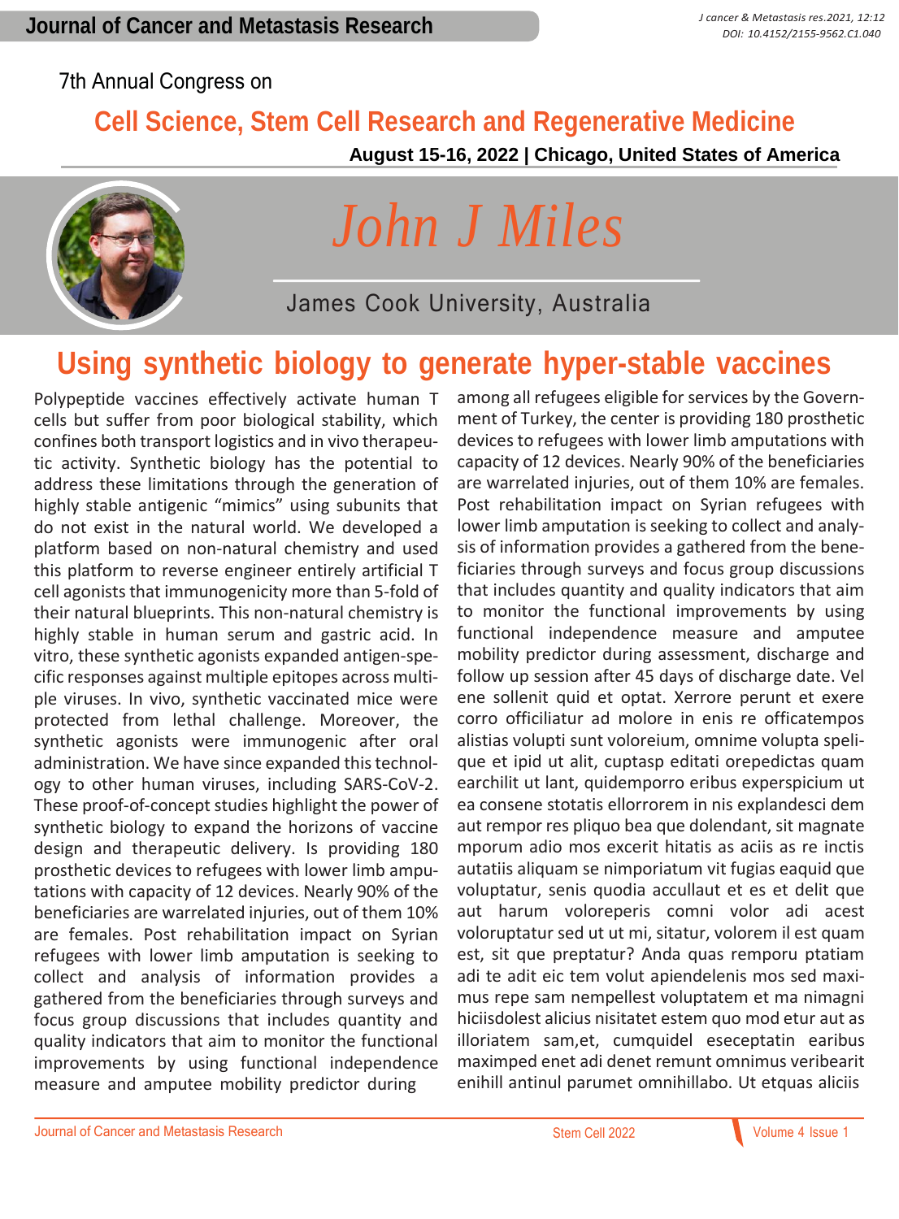7th Annual Congress on

## Cell Science, Stem Cell Research and Regenerative Medicine

**August 15-16, 2022 | Chicago, United States of America**

# *John J Miles*

James Cook University, Australia

## Using synthetic biology to generate hyper-stable vaccines

Polypeptide vaccines effectively activate human T cells but suffer from poor biological stability, which confines both transport logistics and in vivo therapeutic activity. Synthetic biology has the potential to address these limitations through the generation of highly stable antigenic "mimics" using subunits that do not exist in the natural world. We developed a platform based on non-natural chemistry and used this platform to reverse engineer entirely artificial T cell agonists that immunogenicity more than 5-fold of their natural blueprints. This non-natural chemistry is highly stable in human serum and gastric acid. In vitro, these synthetic agonists expanded antigen-specific responses against multiple epitopes across multiple viruses. In vivo, synthetic vaccinated mice were protected from lethal challenge. Moreover, the synthetic agonists were immunogenic after oral administration. We have since expanded this technology to other human viruses, including SARS-CoV-2. These proof-of-concept studies highlight the power of synthetic biology to expand the horizons of vaccine design and therapeutic delivery. Is providing 180 prosthetic devices to refugees with lower limb amputations with capacity of 12 devices. Nearly 90% of the beneficiaries are warrelated injuries, out of them 10% are females. Post rehabilitation impact on Syrian refugees with lower limb amputation is seeking to collect and analysis of information provides a gathered from the beneficiaries through surveys and focus group discussions that includes quantity and quality indicators that aim to monitor the functional improvements by using functional independence measure and amputee mobility predictor during among all refugees eligible for services by the Government of Turkey, the center is providing 180 prosthetic devices to refugees with lower limb amputations with capacity of 12 devices. Nearly 90% of the beneficiaries are warrelated injuries, out of them 10% are females. Post rehabilitation impact on Syrian refugees with lower limb amputation is seeking to collect and analysis of information provides a gathered from the beneficiaries through surveys and focus group discussions that includes quantity and quality indicators that aim to monitor the functional improvements by using functional independence measure and amputee mobility predictor during assessment, discharge and follow up session after 45 days of discharge date. Vel ene sollenit quid et optat. Xerrore perunt et exere corro officiliatur ad molore in enis re officatempos alistias volupti sunt voloreium, omnime volupta spelique et ipid ut alit, cuptasp editati orepedictas quam earchilit ut lant, quidemporro eribus experspicium ut ea consene stotatis ellorrorem in nis explandesci dem aut rempor res pliquo bea que dolendant, sit magnate mporum adio mos excerit hitatis as aciis as re inctis autatiis aliquam se nimporiatum vit fugias eaquid que voluptatur, senis quodia accullaut et es et delit que aut harum voloreperis comni volor adi acest voloruptatur sed ut ut mi, sitatur, volorem il est quam est, sit que preptatur? Anda quas remporu ptatiam adi te adit eic tem volut apiendelenis mos sed maximus repe sam nempellest voluptatem et ma nimagni hiciisdolest alicius nisitatet estem quo mod etur aut as illoriatem sam,et, cumquidel eseceptatin earibus maximped enet adi denet remunt omnimus veribearit enihill antinul parumet omnihillabo. Ut etquas aliciis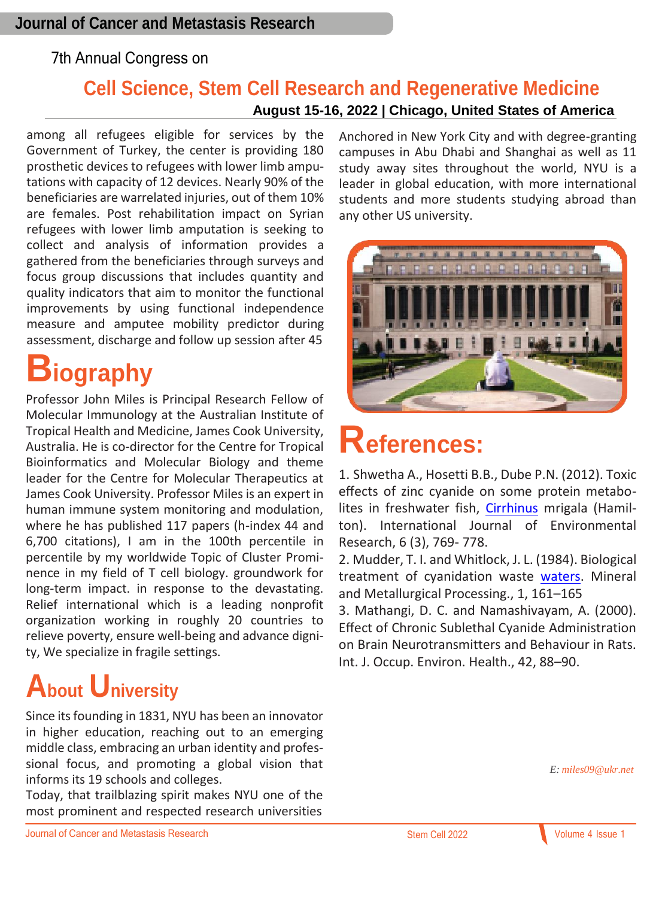among all refugees eligible for services by the Government of Turkey, the center is providing 180 prosthetic devices to refugees with lower limb amputations with capacity of 12 devices. Nearly 90% of the beneficiaries are warrelated injuries, out of them 10% are females. Post rehabilitation impact on Syrian refugees with lower limb amputation is seeking to collect and analysis of information provides a gathered from the beneficiaries through surveys and focus group discussions that includes quantity and quality indicators that aim to monitor the functional improvements by using functional independence measure and amputee mobility predictor during assessment, discharge and follow up session after 45

# Biography

Professor John Miles is Principal Research Fellow of Molecular Immunology at the Australian Institute of Tropical Health and Medicine, James Cook University, Australia. He is co-director for the Centre for Tropical Bioinformatics and Molecular Biology and theme leader for the Centre for Molecular Therapeutics at James Cook University. Professor Miles is an expert in human immune system monitoring and modulation, where he has published 117 papers (h-index 44 and 6,700 citations), I am in the 100th percentile in percentile by my worldwide Topic of Cluster Prominence in my field of T cell biology. groundwork for long-term impact. in response to the devastating. Relief international which is a leading nonprofit organization working in roughly 20 countries to relieve poverty, ensure well-being and advance dignity, We specialize in fragile settings.

# About University

Since its founding in 1831, NYU has been an innovator in higher education, reaching out to an emerging middle class, embracing an urban identity and professional focus, and promoting a global vision that informs its 19 schools and colleges.

Today, that trailblazing spirit makes NYU one of the most prominent and respected research universities Anchored in New York City and with degree-granting campuses in Abu Dhabi and Shanghai as well as 11 study away sites throughout the world, NYU is a leader in global education, with more international students and more students studying abroad than any other US university.

# References:

1. Shwetha A., Hosetti B.B., Dube P.N. (2012). Toxic effects of zinc cyanide on some protein metabolites in freshwater fish, Cirrhinus mrigala (Hamilton). International Journal of Environmental Research, 6 (3), 769- 778.
2. Mudder, T. I. and Whitlock, J. L. (1984). Biological treatment of cyanidation waste waters. Mineral and Metallurgical Processing., 1, 161–165
3. Mathangi, D. C. and Namashivayam, A. (2000). Effect of Chronic Sublethal Cyanide Administration on Brain Neurotransmitters and Behaviour in Rats. Int. J. Occup. Environ. Health., 42, 88–90.

*E: miles09@ukr.net*